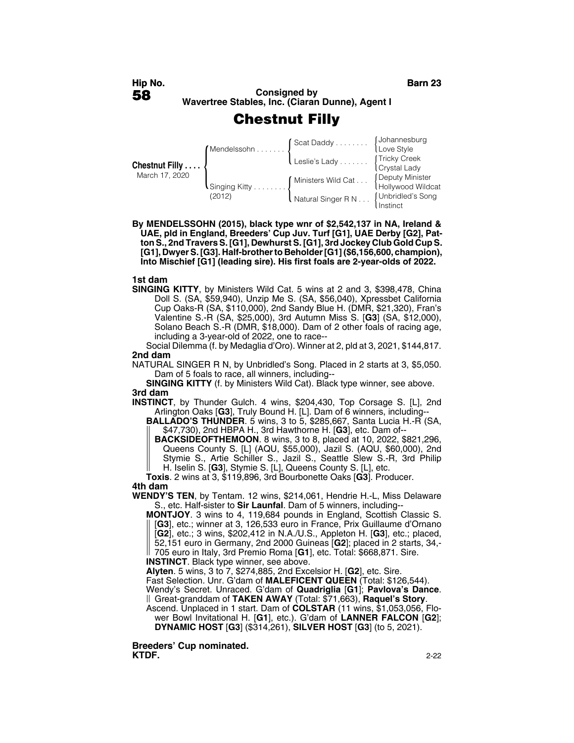**Hip No.** **58**

**Barn 23**

**Consigned by Wavertree Stables, Inc. (Ciaran Dunne), Agent I**

# Chestnut Filly

| | | | |
|---|---|---|---|
| **Chestnut Filly** March 17, 2020 | Mendelssohn | Scat Daddy | Johannesburg |
| | | | Love Style |
| | | Leslie's Lady | Tricky Creek |
| | | | Crystal Lady |
| | Singing Kitty (2012) | Ministers Wild Cat | Deputy Minister |
| | | | Hollywood Wildcat |
| | | Natural Singer R N | Unbridled's Song |
| | | | Instinct |

**By MENDELSSOHN (2015), black type wnr of $2,542,137 in NA, Ireland & UAE, pld in England, Breeders' Cup Juv. Turf [G1], UAE Derby [G2], Patton S., 2nd Travers S. [G1], Dewhurst S. [G1], 3rd Jockey Club Gold Cup S. [G1], Dwyer S. [G3]. Half-brother to Beholder [G1] ($6,156,600, champion), Into Mischief [G1] (leading sire). His first foals are 2-year-olds of 2022.**

**1st dam**

**SINGING KITTY**, by Ministers Wild Cat. 5 wins at 2 and 3, $398,478, China Doll S. (SA, $59,940), Unzip Me S. (SA, $56,040), Xpressbet California Cup Oaks-R (SA, $110,000), 2nd Sandy Blue H. (DMR, $21,320), Fran's Valentine S.-R (SA, $25,000), 3rd Autumn Miss S. [**G3**] (SA, $12,000), Solano Beach S.-R (DMR, $18,000). Dam of 2 other foals of racing age, including a 3-year-old of 2022, one to race--

Social Dilemma (f. by Medaglia d'Oro). Winner at 2, pld at 3, 2021, $144,817.

**2nd dam**

NATURAL SINGER R N, by Unbridled's Song. Placed in 2 starts at 3, $5,050. Dam of 5 foals to race, all winners, including--

**SINGING KITTY** (f. by Ministers Wild Cat). Black type winner, see above.

**3rd dam**

**INSTINCT**, by Thunder Gulch. 4 wins, $204,430, Top Corsage S. [L], 2nd Arlington Oaks [**G3**], Truly Bound H. [L]. Dam of 6 winners, including--

**BALLADO'S THUNDER**. 5 wins, 3 to 5, $285,667, Santa Lucia H.-R (SA, $47,730), 2nd HBPA H., 3rd Hawthorne H. [**G3**], etc. Dam of--

**BACKSIDEOFTHEMOON**. 8 wins, 3 to 8, placed at 10, 2022, $821,296, Queens County S. [L] (AQU, $55,000), Jazil S. (AQU, $60,000), 2nd Stymie S., Artie Schiller S., Jazil S., Seattle Slew S.-R, 3rd Philip H. Iselin S. [**G3**], Stymie S. [L], Queens County S. [L], etc.

**Toxis**. 2 wins at 3, $119,896, 3rd Bourbonette Oaks [**G3**]. Producer.

**4th dam**

**WENDY'S TEN**, by Tentam. 12 wins, $214,061, Hendrie H.-L, Miss Delaware S., etc. Half-sister to **Sir Launfal**. Dam of 5 winners, including--

**MONTJOY**. 3 wins to 4, 119,684 pounds in England, Scottish Classic S. [**G3**], etc.; winner at 3, 126,533 euro in France, Prix Guillaume d'Ornano [**G2**], etc.; 3 wins, $202,412 in N.A./U.S., Appleton H. [**G3**], etc.; placed, 52,151 euro in Germany, 2nd 2000 Guineas [**G2**]; placed in 2 starts, 34,705 euro in Italy, 3rd Premio Roma [**G1**], etc. Total: $668,871. Sire.

**INSTINCT**. Black type winner, see above.

**Alyten**. 5 wins, 3 to 7, $274,885, 2nd Excelsior H. [**G2**], etc. Sire.

Fast Selection. Unr. G'dam of **MALEFICENT QUEEN** (Total: $126,544).

Wendy's Secret. Unraced. G'dam of **Quadriglia** [**G1**]; **Pavlova's Dance**. Great-granddam of **TAKEN AWAY** (Total: $71,663), **Raquel's Story**.

Ascend. Unplaced in 1 start. Dam of **COLSTAR** (11 wins, $1,053,056, Flower Bowl Invitational H. [**G1**], etc.). G'dam of **LANNER FALCON** [**G2**]; **DYNAMIC HOST** [**G3**] ($314,261), **SILVER HOST** [**G3**] (to 5, 2021).

**Breeders' Cup nominated.**
**KTDF.**

2-22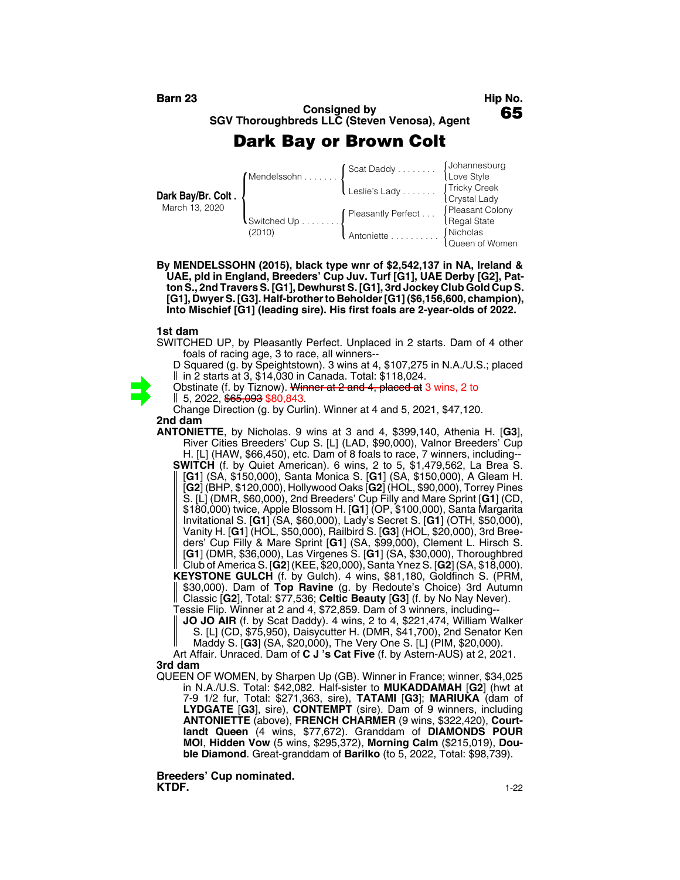**Barn 23**

**Hip No.**
**65**

**Consigned by**
**SGV Thoroughbreds LLC (Steven Venosa), Agent**

# Dark Bay or Brown Colt

| | | | |
|---|---|---|---|
| **Dark Bay/Br. Colt .** March 13, 2020 | Mendelssohn . . . . . . . | Scat Daddy . . . . . . . . | Johannesburg |
| | | | Love Style |
| | | Leslie's Lady . . . . . . . | Tricky Creek |
| | | | Crystal Lady |
| | Switched Up . . . . . . . . (2010) | Pleasantly Perfect . . . | Pleasant Colony |
| | | | Regal State |
| | | Antoniette . . . . . . . . . . | Nicholas |
| | | | Queen of Women |

**By MENDELSSOHN (2015), black type wnr of $2,542,137 in NA, Ireland & UAE, pld in England, Breeders' Cup Juv. Turf [G1], UAE Derby [G2], Patton S., 2nd Travers S. [G1], Dewhurst S. [G1], 3rd Jockey Club Gold Cup S. [G1], Dwyer S. [G3]. Half-brother to Beholder [G1] ($6,156,600, champion), Into Mischief [G1] (leading sire). His first foals are 2-year-olds of 2022.**

**1st dam**

SWITCHED UP, by Pleasantly Perfect. Unplaced in 2 starts. Dam of 4 other foals of racing age, 3 to race, all winners--

D Squared (g. by Speightstown). 3 wins at 4, $107,275 in N.A./U.S.; placed in 2 starts at 3, $14,030 in Canada. Total: $118,024.

Obstinate (f. by Tiznow). ~~Winner at 2 and 4, placed at~~ 3 wins, 2 to 5, 2022, ~~$65,093~~ $80,843.

Change Direction (g. by Curlin). Winner at 4 and 5, 2021, $47,120.

**2nd dam**

**ANTONIETTE**, by Nicholas. 9 wins at 3 and 4, $399,140, Athenia H. [**G3**], River Cities Breeders' Cup S. [L] (LAD, $90,000), Valnor Breeders' Cup H. [L] (HAW, $66,450), etc. Dam of 8 foals to race, 7 winners, including--

**SWITCH** (f. by Quiet American). 6 wins, 2 to 5, $1,479,562, La Brea S. [**G1**] (SA, $150,000), Santa Monica S. [**G1**] (SA, $150,000), A Gleam H. [**G2**] (BHP, $120,000), Hollywood Oaks [**G2**] (HOL, $90,000), Torrey Pines S. [L] (DMR, $60,000), 2nd Breeders' Cup Filly and Mare Sprint [**G1**] (CD, $180,000) twice, Apple Blossom H. [**G1**] (OP, $100,000), Santa Margarita Invitational S. [**G1**] (SA, $60,000), Lady's Secret S. [**G1**] (OTH, $50,000), Vanity H. [**G1**] (HOL, $50,000), Railbird S. [**G3**] (HOL, $20,000), 3rd Breeders' Cup Filly & Mare Sprint [**G1**] (SA, $99,000), Clement L. Hirsch S. [**G1**] (DMR, $36,000), Las Virgenes S. [**G1**] (SA, $30,000), Thoroughbred Club of America S. [**G2**] (KEE, $20,000), Santa Ynez S. [**G2**] (SA, $18,000).

**KEYSTONE GULCH** (f. by Gulch). 4 wins, $81,180, Goldfinch S. (PRM, $30,000). Dam of **Top Ravine** (g. by Redoute's Choice) 3rd Autumn Classic [**G2**], Total: $77,536; **Celtic Beauty** [**G3**] (f. by No Nay Never).

Tessie Flip. Winner at 2 and 4, $72,859. Dam of 3 winners, including--

**JO JO AIR** (f. by Scat Daddy). 4 wins, 2 to 4, $221,474, William Walker S. [L] (CD, $75,950), Daisycutter H. (DMR, $41,700), 2nd Senator Ken Maddy S. [**G3**] (SA, $20,000), The Very One S. [L] (PIM, $20,000).

Art Affair. Unraced. Dam of **C J 's Cat Five** (f. by Astern-AUS) at 2, 2021.

**3rd dam**

QUEEN OF WOMEN, by Sharpen Up (GB). Winner in France; winner, $34,025 in N.A./U.S. Total: $42,082. Half-sister to **MUKADDAMAH** [**G2**] (hwt at 7-9 1/2 fur, Total: $271,363, sire), **TATAMI** [**G3**]; **MARIUKA** (dam of **LYDGATE** [**G3**], sire), **CONTEMPT** (sire). Dam of 9 winners, including **ANTONIETTE** (above), **FRENCH CHARMER** (9 wins, $322,420), **Courtlandt Queen** (4 wins, $77,672). Granddam of **DIAMONDS POUR MOI**, **Hidden Vow** (5 wins, $295,372), **Morning Calm** ($215,019), **Double Diamond**. Great-granddam of **Barilko** (to 5, 2022, Total: $98,739).

**Breeders' Cup nominated.**
**KTDF.**

1-22